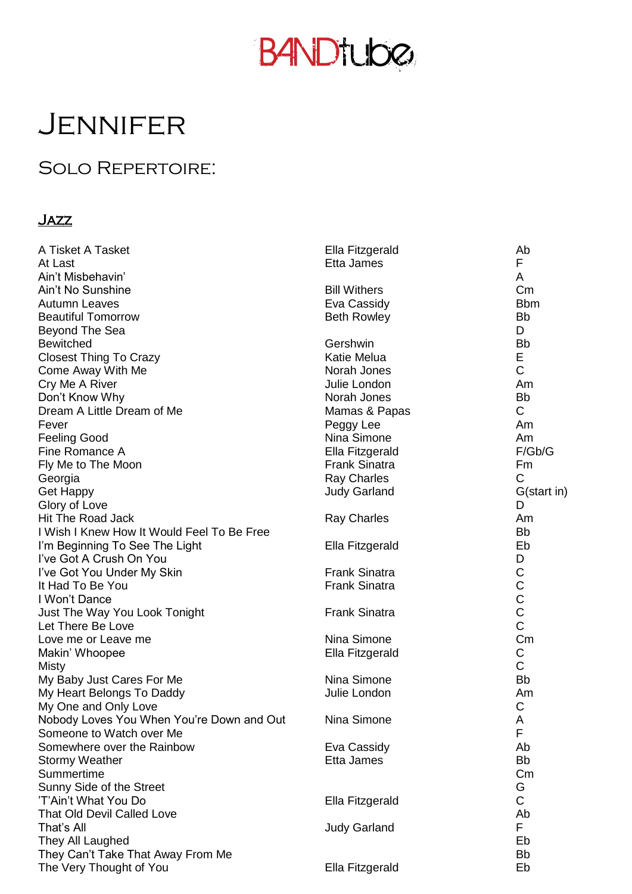# BANDtube

# Jennifer

## Solo Repertoire:

### Jazz

| Song | Artist | Key |
|---|---|---|
| A Tisket A Tasket | Ella Fitzgerald | Ab |
| At Last | Etta James | F |
| Ain't Misbehavin' | | A |
| Ain't No Sunshine | Bill Withers | Cm |
| Autumn Leaves | Eva Cassidy | Bbm |
| Beautiful Tomorrow | Beth Rowley | Bb |
| Beyond The Sea | | D |
| Bewitched | Gershwin | Bb |
| Closest Thing To Crazy | Katie Melua | E |
| Come Away With Me | Norah Jones | C |
| Cry Me A River | Julie London | Am |
| Don't Know Why | Norah Jones | Bb |
| Dream A Little Dream of Me | Mamas & Papas | C |
| Fever | Peggy Lee | Am |
| Feeling Good | Nina Simone | Am |
| Fine Romance A | Ella Fitzgerald | F/Gb/G |
| Fly Me to The Moon | Frank Sinatra | Fm |
| Georgia | Ray Charles | C |
| Get Happy | Judy Garland | G(start in) |
| Glory of Love | | D |
| Hit The Road Jack | Ray Charles | Am |
| I Wish I Knew How It Would Feel To Be Free | | Bb |
| I'm Beginning To See The Light | Ella Fitzgerald | Eb |
| I've Got A Crush On You | | D |
| I've Got You Under My Skin | Frank Sinatra | C |
| It Had To Be You | Frank Sinatra | C |
| I Won't Dance | | C |
| Just The Way You Look Tonight | Frank Sinatra | C |
| Let There Be Love | | C |
| Love me or Leave me | Nina Simone | Cm |
| Makin' Whoopee | Ella Fitzgerald | C |
| Misty | | C |
| My Baby Just Cares For Me | Nina Simone | Bb |
| My Heart Belongs To Daddy | Julie London | Am |
| My One and Only Love | | C |
| Nobody Loves You When You're Down and Out | Nina Simone | A |
| Someone to Watch over Me | | F |
| Somewhere over the Rainbow | Eva Cassidy | Ab |
| Stormy Weather | Etta James | Bb |
| Summertime | | Cm |
| Sunny Side of the Street | | G |
| 'T'Ain't What You Do | Ella Fitzgerald | C |
| That Old Devil Called Love | | Ab |
| That's All | Judy Garland | F |
| They All Laughed | | Eb |
| They Can't Take That Away From Me | | Bb |
| The Very Thought of You | Ella Fitzgerald | Eb |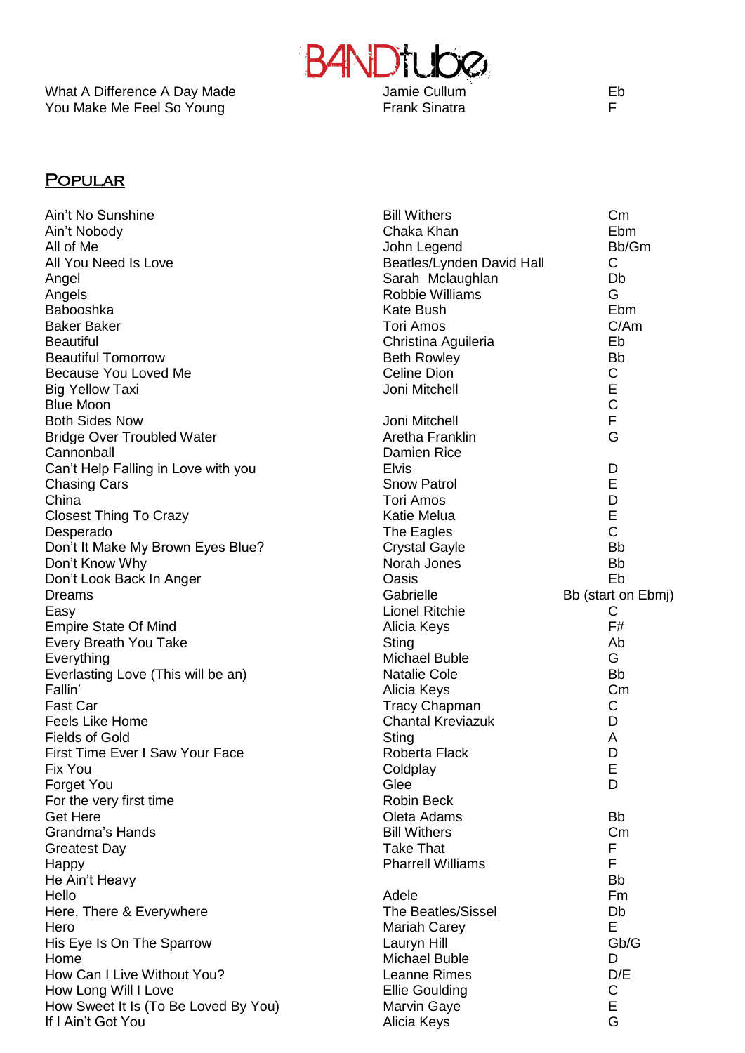| | | |
|---|---|---|
| What A Difference A Day Made | Jamie Cullum | Eb |
| You Make Me Feel So Young | Frank Sinatra | F |

## Popular

| | | |
|---|---|---|
| Ain't No Sunshine | Bill Withers | Cm |
| Ain't Nobody | Chaka Khan | Ebm |
| All of Me | John Legend | Bb/Gm |
| All You Need Is Love | Beatles/Lynden David Hall | C |
| Angel | Sarah Mclaughlan | Db |
| Angels | Robbie Williams | G |
| Babooshka | Kate Bush | Ebm |
| Baker Baker | Tori Amos | C/Am |
| Beautiful | Christina Aguileria | Eb |
| Beautiful Tomorrow | Beth Rowley | Bb |
| Because You Loved Me | Celine Dion | C |
| Big Yellow Taxi | Joni Mitchell | E |
| Blue Moon | | C |
| Both Sides Now | Joni Mitchell | F |
| Bridge Over Troubled Water | Aretha Franklin | G |
| Cannonball | Damien Rice | |
| Can't Help Falling in Love with you | Elvis | D |
| Chasing Cars | Snow Patrol | E |
| China | Tori Amos | D |
| Closest Thing To Crazy | Katie Melua | E |
| Desperado | The Eagles | C |
| Don't It Make My Brown Eyes Blue? | Crystal Gayle | Bb |
| Don't Know Why | Norah Jones | Bb |
| Don't Look Back In Anger | Oasis | Eb |
| Dreams | Gabrielle | Bb (start on Ebmj) |
| Easy | Lionel Ritchie | C |
| Empire State Of Mind | Alicia Keys | F# |
| Every Breath You Take | Sting | Ab |
| Everything | Michael Buble | G |
| Everlasting Love (This will be an) | Natalie Cole | Bb |
| Fallin' | Alicia Keys | Cm |
| Fast Car | Tracy Chapman | C |
| Feels Like Home | Chantal Kreviazuk | D |
| Fields of Gold | Sting | A |
| First Time Ever I Saw Your Face | Roberta Flack | D |
| Fix You | Coldplay | E |
| Forget You | Glee | D |
| For the very first time | Robin Beck | |
| Get Here | Oleta Adams | Bb |
| Grandma's Hands | Bill Withers | Cm |
| Greatest Day | Take That | F |
| Happy | Pharrell Williams | F |
| He Ain't Heavy | | Bb |
| Hello | Adele | Fm |
| Here, There & Everywhere | The Beatles/Sissel | Db |
| Hero | Mariah Carey | E |
| His Eye Is On The Sparrow | Lauryn Hill | Gb/G |
| Home | Michael Buble | D |
| How Can I Live Without You? | Leanne Rimes | D/E |
| How Long Will I Love | Ellie Goulding | C |
| How Sweet It Is (To Be Loved By You) | Marvin Gaye | E |
| If I Ain't Got You | Alicia Keys | G |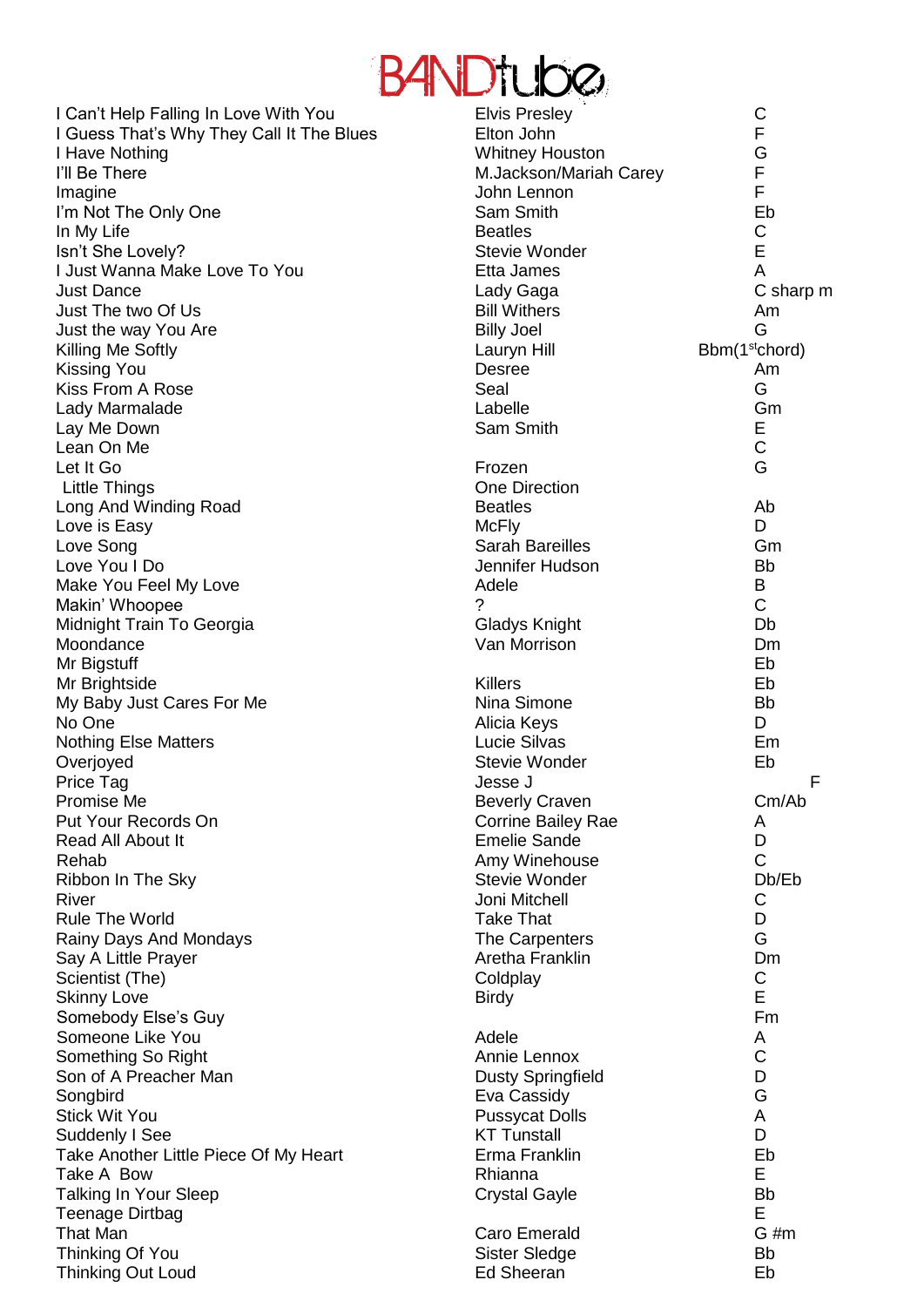# BANDtube

| Song | Artist | Key |
|---|---|---|
| I Can't Help Falling In Love With You | Elvis Presley | C |
| I Guess That's Why They Call It The Blues | Elton John | F |
| I Have Nothing | Whitney Houston | G |
| I'll Be There | M.Jackson/Mariah Carey | F |
| Imagine | John Lennon | F |
| I'm Not The Only One | Sam Smith | Eb |
| In My Life | Beatles | C |
| Isn't She Lovely? | Stevie Wonder | E |
| I Just Wanna Make Love To You | Etta James | A |
| Just Dance | Lady Gaga | C sharp m |
| Just The two Of Us | Bill Withers | Am |
| Just the way You Are | Billy Joel | G |
| Killing Me Softly | Lauryn Hill | Bbm(1st chord) |
| Kissing You | Desree | Am |
| Kiss From A Rose | Seal | G |
| Lady Marmalade | Labelle | Gm |
| Lay Me Down | Sam Smith | E |
| Lean On Me | | C |
| Let It Go | Frozen | G |
| Little Things | One Direction | |
| Long And Winding Road | Beatles | Ab |
| Love is Easy | McFly | D |
| Love Song | Sarah Bareilles | Gm |
| Love You I Do | Jennifer Hudson | Bb |
| Make You Feel My Love | Adele | B |
| Makin' Whoopee | ? | C |
| Midnight Train To Georgia | Gladys Knight | Db |
| Moondance | Van Morrison | Dm |
| Mr Bigstuff | | Eb |
| Mr Brightside | Killers | Eb |
| My Baby Just Cares For Me | Nina Simone | Bb |
| No One | Alicia Keys | D |
| Nothing Else Matters | Lucie Silvas | Em |
| Overjoyed | Stevie Wonder | Eb |
| Price Tag | Jesse J | F |
| Promise Me | Beverly Craven | Cm/Ab |
| Put Your Records On | Corrine Bailey Rae | A |
| Read All About It | Emelie Sande | D |
| Rehab | Amy Winehouse | C |
| Ribbon In The Sky | Stevie Wonder | Db/Eb |
| River | Joni Mitchell | C |
| Rule The World | Take That | D |
| Rainy Days And Mondays | The Carpenters | G |
| Say A Little Prayer | Aretha Franklin | Dm |
| Scientist (The) | Coldplay | C |
| Skinny Love | Birdy | E |
| Somebody Else's Guy | | Fm |
| Someone Like You | Adele | A |
| Something So Right | Annie Lennox | C |
| Son of A Preacher Man | Dusty Springfield | D |
| Songbird | Eva Cassidy | G |
| Stick Wit You | Pussycat Dolls | A |
| Suddenly I See | KT Tunstall | D |
| Take Another Little Piece Of My Heart | Erma Franklin | Eb |
| Take A Bow | Rhianna | E |
| Talking In Your Sleep | Crystal Gayle | Bb |
| Teenage Dirtbag | | E |
| That Man | Caro Emerald | G #m |
| Thinking Of You | Sister Sledge | Bb |
| Thinking Out Loud | Ed Sheeran | Eb |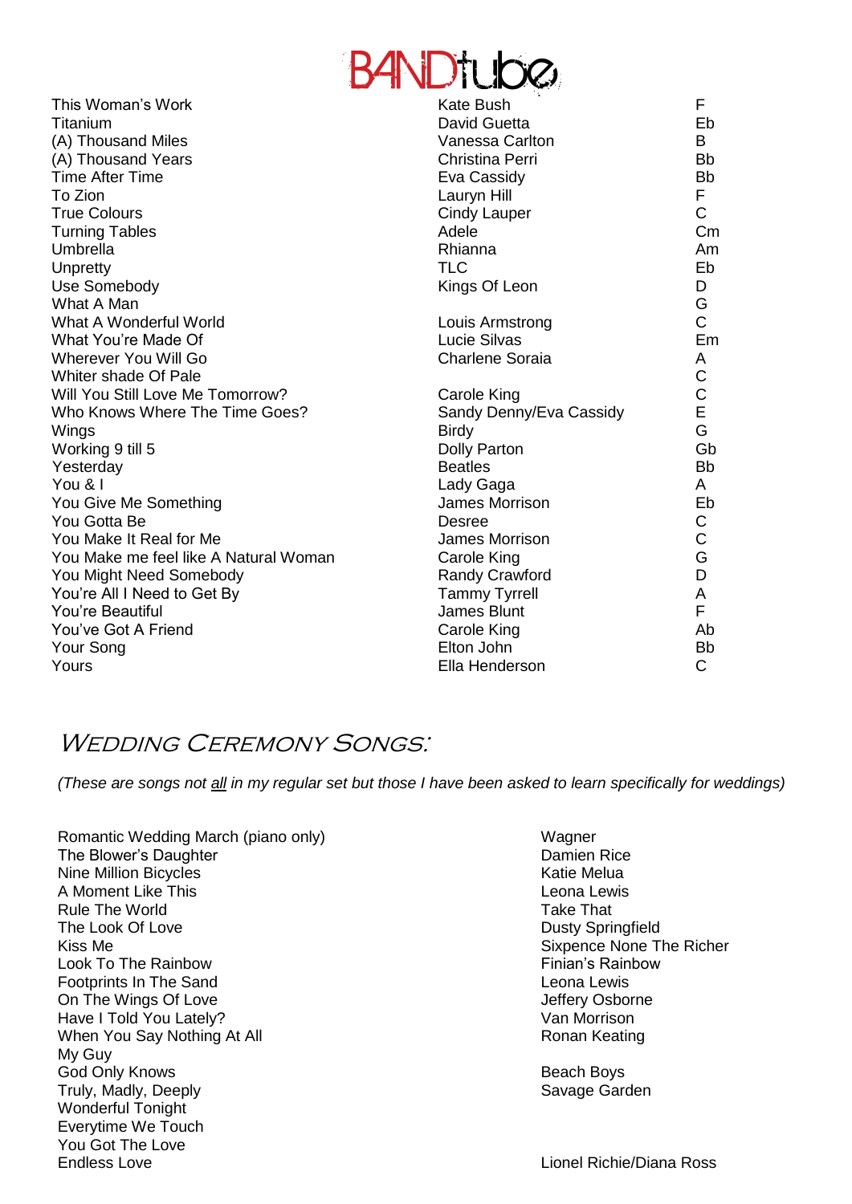| | | |
|---|---|---|
| This Woman's Work | Kate Bush | F |
| Titanium | David Guetta | Eb |
| (A) Thousand Miles | Vanessa Carlton | B |
| (A) Thousand Years | Christina Perri | Bb |
| Time After Time | Eva Cassidy | Bb |
| To Zion | Lauryn Hill | F |
| True Colours | Cindy Lauper | C |
| Turning Tables | Adele | Cm |
| Umbrella | Rhianna | Am |
| Unpretty | TLC | Eb |
| Use Somebody | Kings Of Leon | D |
| What A Man | | G |
| What A Wonderful World | Louis Armstrong | C |
| What You're Made Of | Lucie Silvas | Em |
| Wherever You Will Go | Charlene Soraia | A |
| Whiter shade Of Pale | | C |
| Will You Still Love Me Tomorrow? | Carole King | C |
| Who Knows Where The Time Goes? | Sandy Denny/Eva Cassidy | E |
| Wings | Birdy | G |
| Working 9 till 5 | Dolly Parton | Gb |
| Yesterday | Beatles | Bb |
| You & I | Lady Gaga | A |
| You Give Me Something | James Morrison | Eb |
| You Gotta Be | Desree | C |
| You Make It Real for Me | James Morrison | C |
| You Make me feel like A Natural Woman | Carole King | G |
| You Might Need Somebody | Randy Crawford | D |
| You're All I Need to Get By | Tammy Tyrrell | A |
| You're Beautiful | James Blunt | F |
| You've Got A Friend | Carole King | Ab |
| Your Song | Elton John | Bb |
| Yours | Ella Henderson | C |

## Wedding Ceremony Songs:

*(These are songs not all in my regular set but those I have been asked to learn specifically for weddings)*

| | |
|---|---|
| Romantic Wedding March (piano only) | Wagner |
| The Blower's Daughter | Damien Rice |
| Nine Million Bicycles | Katie Melua |
| A Moment Like This | Leona Lewis |
| Rule The World | Take That |
| The Look Of Love | Dusty Springfield |
| Kiss Me | Sixpence None The Richer |
| Look To The Rainbow | Finian's Rainbow |
| Footprints In The Sand | Leona Lewis |
| On The Wings Of Love | Jeffery Osborne |
| Have I Told You Lately? | Van Morrison |
| When You Say Nothing At All | Ronan Keating |
| My Guy | |
| God Only Knows | Beach Boys |
| Truly, Madly, Deeply | Savage Garden |
| Wonderful Tonight | |
| Everytime We Touch | |
| You Got The Love | |
| Endless Love | Lionel Richie/Diana Ross |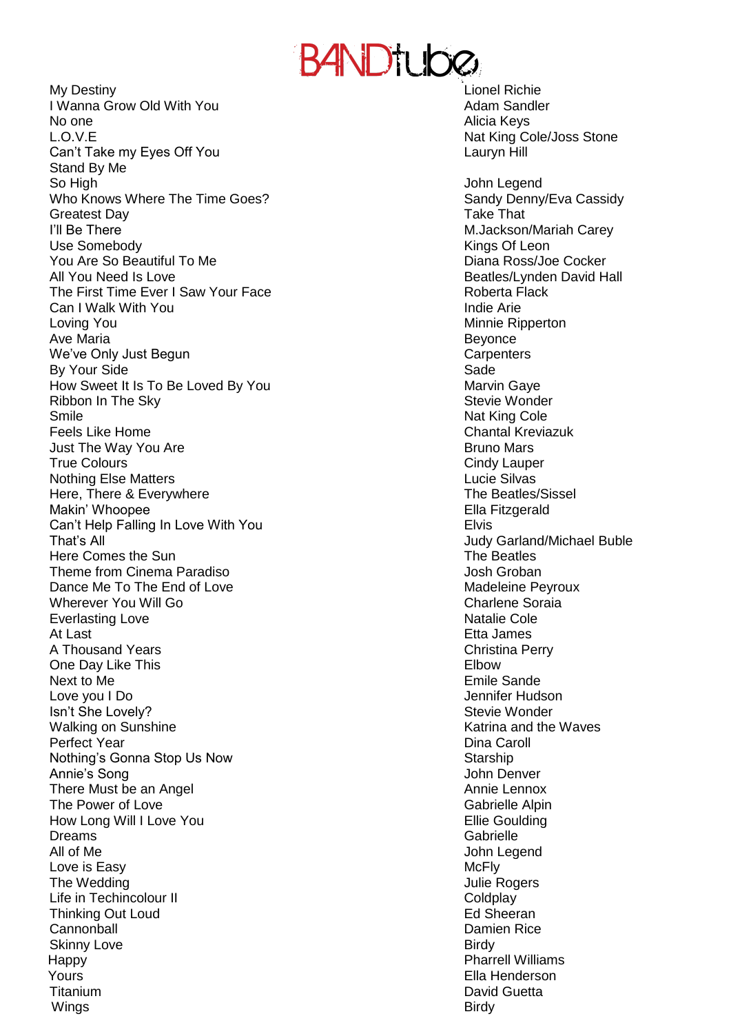| | |
|---|---|
| My Destiny | Lionel Richie |
| I Wanna Grow Old With You | Adam Sandler |
| No one | Alicia Keys |
| L.O.V.E | Nat King Cole/Joss Stone |
| Can't Take my Eyes Off You | Lauryn Hill |
| Stand By Me | |
| So High | John Legend |
| Who Knows Where The Time Goes? | Sandy Denny/Eva Cassidy |
| Greatest Day | Take That |
| I'll Be There | M.Jackson/Mariah Carey |
| Use Somebody | Kings Of Leon |
| You Are So Beautiful To Me | Diana Ross/Joe Cocker |
| All You Need Is Love | Beatles/Lynden David Hall |
| The First Time Ever I Saw Your Face | Roberta Flack |
| Can I Walk With You | Indie Arie |
| Loving You | Minnie Ripperton |
| Ave Maria | Beyonce |
| We've Only Just Begun | Carpenters |
| By Your Side | Sade |
| How Sweet It Is To Be Loved By You | Marvin Gaye |
| Ribbon In The Sky | Stevie Wonder |
| Smile | Nat King Cole |
| Feels Like Home | Chantal Kreviazuk |
| Just The Way You Are | Bruno Mars |
| True Colours | Cindy Lauper |
| Nothing Else Matters | Lucie Silvas |
| Here, There & Everywhere | The Beatles/Sissel |
| Makin' Whoopee | Ella Fitzgerald |
| Can't Help Falling In Love With You | Elvis |
| That's All | Judy Garland/Michael Buble |
| Here Comes the Sun | The Beatles |
| Theme from Cinema Paradiso | Josh Groban |
| Dance Me To The End of Love | Madeleine Peyroux |
| Wherever You Will Go | Charlene Soraia |
| Everlasting Love | Natalie Cole |
| At Last | Etta James |
| A Thousand Years | Christina Perry |
| One Day Like This | Elbow |
| Next to Me | Emile Sande |
| Love you I Do | Jennifer Hudson |
| Isn't She Lovely? | Stevie Wonder |
| Walking on Sunshine | Katrina and the Waves |
| Perfect Year | Dina Caroll |
| Nothing's Gonna Stop Us Now | Starship |
| Annie's Song | John Denver |
| There Must be an Angel | Annie Lennox |
| The Power of Love | Gabrielle Alpin |
| How Long Will I Love You | Ellie Goulding |
| Dreams | Gabrielle |
| All of Me | John Legend |
| Love is Easy | McFly |
| The Wedding | Julie Rogers |
| Life in Techincolour II | Coldplay |
| Thinking Out Loud | Ed Sheeran |
| Cannonball | Damien Rice |
| Skinny Love | Birdy |
| Happy | Pharrell Williams |
| Yours | Ella Henderson |
| Titanium | David Guetta |
| Wings | Birdy |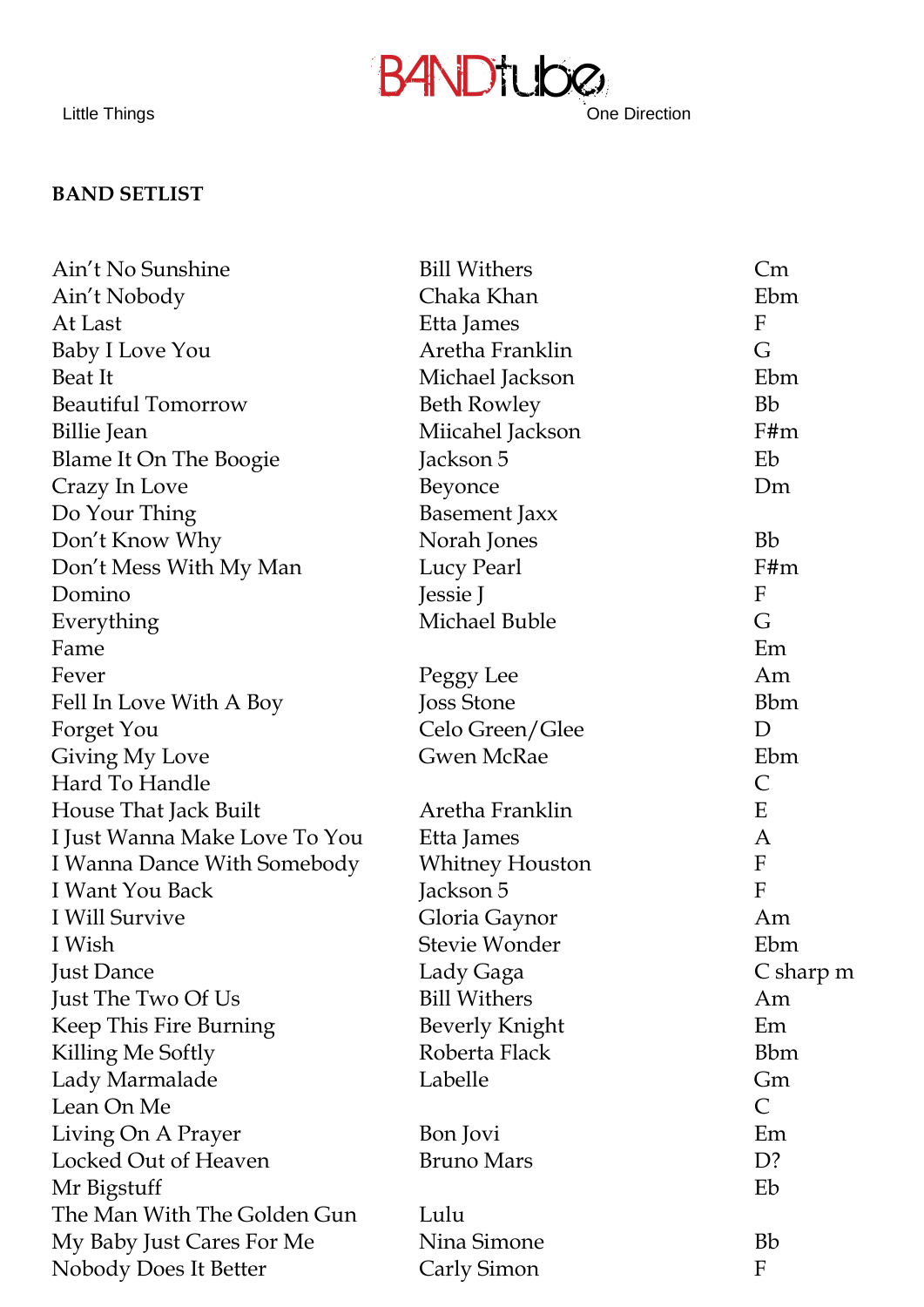Little Things One Direction

**BAND SETLIST**

| | | |
|---|---|---|
| Ain’t No Sunshine | Bill Withers | Cm |
| Ain’t Nobody | Chaka Khan | Ebm |
| At Last | Etta James | F |
| Baby I Love You | Aretha Franklin | G |
| Beat It | Michael Jackson | Ebm |
| Beautiful Tomorrow | Beth Rowley | Bb |
| Billie Jean | Miicahel Jackson | F#m |
| Blame It On The Boogie | Jackson 5 | Eb |
| Crazy In Love | Beyonce | Dm |
| Do Your Thing | Basement Jaxx | |
| Don’t Know Why | Norah Jones | Bb |
| Don’t Mess With My Man | Lucy Pearl | F#m |
| Domino | Jessie J | F |
| Everything | Michael Buble | G |
| Fame | | Em |
| Fever | Peggy Lee | Am |
| Fell In Love With A Boy | Joss Stone | Bbm |
| Forget You | Celo Green/Glee | D |
| Giving My Love | Gwen McRae | Ebm |
| Hard To Handle | | C |
| House That Jack Built | Aretha Franklin | E |
| I Just Wanna Make Love To You | Etta James | A |
| I Wanna Dance With Somebody | Whitney Houston | F |
| I Want You Back | Jackson 5 | F |
| I Will Survive | Gloria Gaynor | Am |
| I Wish | Stevie Wonder | Ebm |
| Just Dance | Lady Gaga | C sharp m |
| Just The Two Of Us | Bill Withers | Am |
| Keep This Fire Burning | Beverly Knight | Em |
| Killing Me Softly | Roberta Flack | Bbm |
| Lady Marmalade | Labelle | Gm |
| Lean On Me | | C |
| Living On A Prayer | Bon Jovi | Em |
| Locked Out of Heaven | Bruno Mars | D? |
| Mr Bigstuff | | Eb |
| The Man With The Golden Gun | Lulu | |
| My Baby Just Cares For Me | Nina Simone | Bb |
| Nobody Does It Better | Carly Simon | F |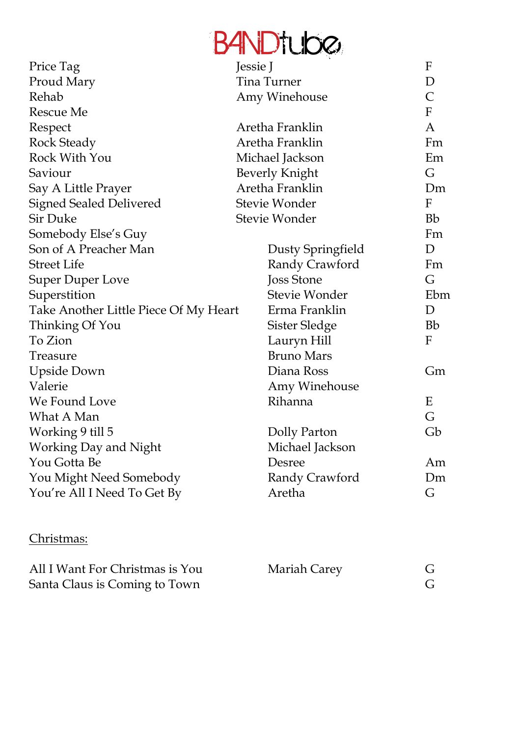# BANDtube

| | | |
|---|---|---|
| Price Tag | Jessie J | F |
| Proud Mary | Tina Turner | D |
| Rehab | Amy Winehouse | C |
| Rescue Me | | F |
| Respect | Aretha Franklin | A |
| Rock Steady | Aretha Franklin | Fm |
| Rock With You | Michael Jackson | Em |
| Saviour | Beverly Knight | G |
| Say A Little Prayer | Aretha Franklin | Dm |
| Signed Sealed Delivered | Stevie Wonder | F |
| Sir Duke | Stevie Wonder | Bb |
| Somebody Else's Guy | | Fm |
| Son of A Preacher Man | Dusty Springfield | D |
| Street Life | Randy Crawford | Fm |
| Super Duper Love | Joss Stone | G |
| Superstition | Stevie Wonder | Ebm |
| Take Another Little Piece Of My Heart | Erma Franklin | D |
| Thinking Of You | Sister Sledge | Bb |
| To Zion | Lauryn Hill | F |
| Treasure | Bruno Mars | |
| Upside Down | Diana Ross | Gm |
| Valerie | Amy Winehouse | |
| We Found Love | Rihanna | E |
| What A Man | | G |
| Working 9 till 5 | Dolly Parton | Gb |
| Working Day and Night | Michael Jackson | |
| You Gotta Be | Desree | Am |
| You Might Need Somebody | Randy Crawford | Dm |
| You're All I Need To Get By | Aretha | G |

<u>Christmas:</u>

| | | |
|---|---|---|
| All I Want For Christmas is You | Mariah Carey | G |
| Santa Claus is Coming to Town | | G |